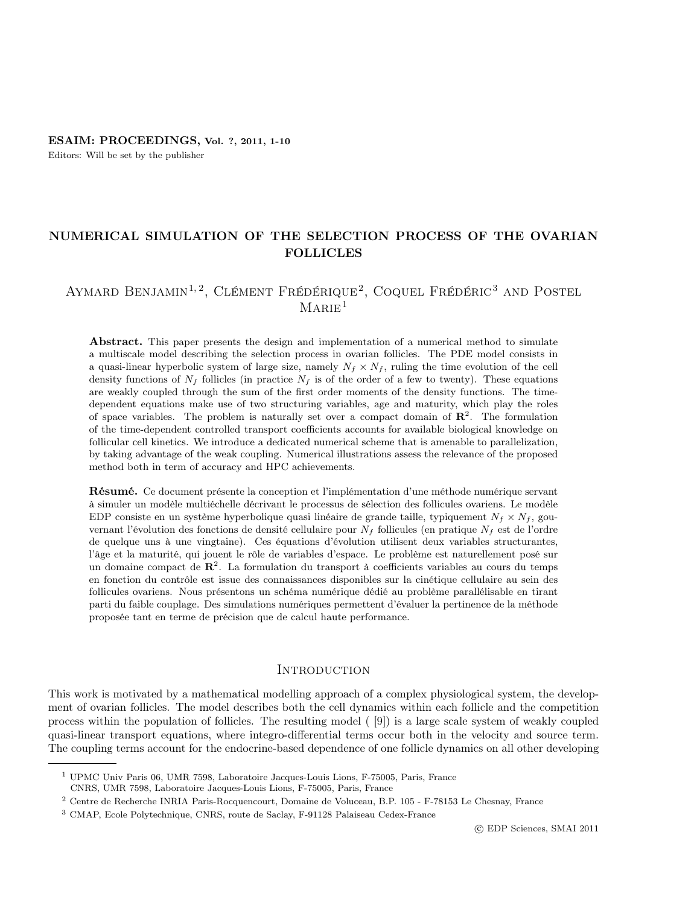# NUMERICAL SIMULATION OF THE SELECTION PROCESS OF THE OVARIAN FOLLICLES

Aymard Benjamin[1, 2], Clément Frédérique[2], Coquel Frédéric[3] and Postel Marie[1]

**Abstract.** This paper presents the design and implementation of a numerical method to simulate a multiscale model describing the selection process in ovarian follicles. The PDE model consists in a quasi-linear hyperbolic system of large size, namely $N_f \times N_f$, ruling the time evolution of the cell density functions of $N_f$ follicles (in practice $N_f$ is of the order of a few to twenty). These equations are weakly coupled through the sum of the first order moments of the density functions. The time-dependent equations make use of two structuring variables, age and maturity, which play the roles of space variables. The problem is naturally set over a compact domain of $\mathbf{R}^2$. The formulation of the time-dependent controlled transport coefficients accounts for available biological knowledge on follicular cell kinetics. We introduce a dedicated numerical scheme that is amenable to parallelization, by taking advantage of the weak coupling. Numerical illustrations assess the relevance of the proposed method both in term of accuracy and HPC achievements.

**Résumé.** Ce document présente la conception et l'implémentation d'une méthode numérique servant à simuler un modèle multiéchelle décrivant le processus de sélection des follicules ovariens. Le modèle EDP consiste en un système hyperbolique quasi linéaire de grande taille, typiquement $N_f \times N_f$, gouvernant l'évolution des fonctions de densité cellulaire pour $N_f$ follicules (en pratique $N_f$ est de l'ordre de quelque uns à une vingtaine). Ces équations d'évolution utilisent deux variables structurantes, l'âge et la maturité, qui jouent le rôle de variables d'espace. Le problème est naturellement posé sur un domaine compact de $\mathbf{R}^2$. La formulation du transport à coefficients variables au cours du temps en fonction du contrôle est issue des connaissances disponibles sur la cinétique cellulaire au sein des follicules ovariens. Nous présentons un schéma numérique dédié au problème parallélisable en tirant parti du faible couplage. Des simulations numériques permettent d'évaluer la pertinence de la méthode proposée tant en terme de précision que de calcul haute performance.

## Introduction

This work is motivated by a mathematical modelling approach of a complex physiological system, the development of ovarian follicles. The model describes both the cell dynamics within each follicle and the competition process within the population of follicles. The resulting model ( [9]) is a large scale system of weakly coupled quasi-linear transport equations, where integro-differential terms occur both in the velocity and source term. The coupling terms account for the endocrine-based dependence of one follicle dynamics on all other developing

---

[1] UPMC Univ Paris 06, UMR 7598, Laboratoire Jacques-Louis Lions, F-75005, Paris, France
CNRS, UMR 7598, Laboratoire Jacques-Louis Lions, F-75005, Paris, France

[2] Centre de Recherche INRIA Paris-Rocquencourt, Domaine de Voluceau, B.P. 105 - F-78153 Le Chesnay, France

[3] CMAP, Ecole Polytechnique, CNRS, route de Saclay, F-91128 Palaiseau Cedex-France

© EDP Sciences, SMAI 2011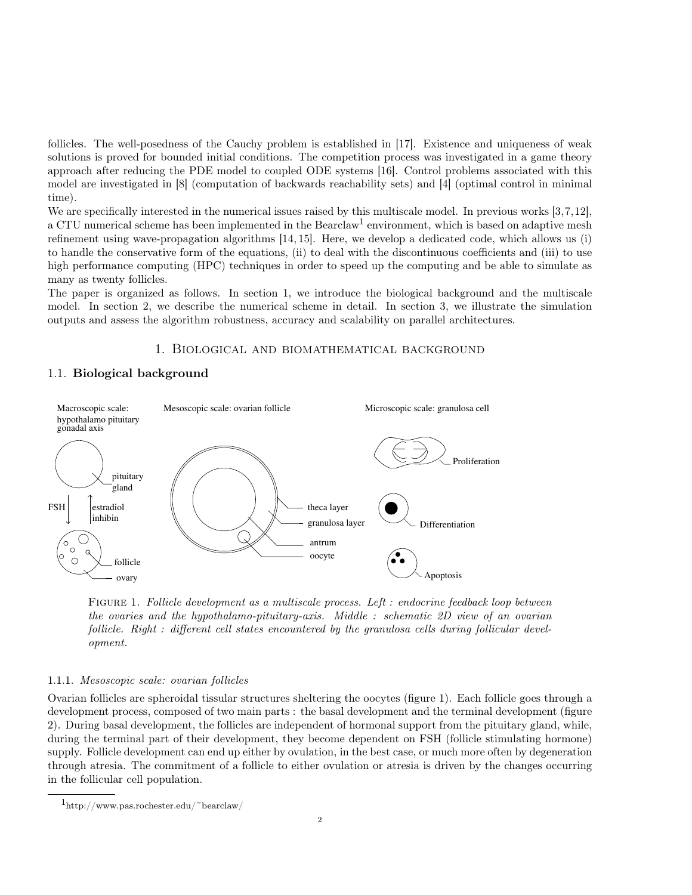follicles. The well-posedness of the Cauchy problem is established in [17]. Existence and uniqueness of weak solutions is proved for bounded initial conditions. The competition process was investigated in a game theory approach after reducing the PDE model to coupled ODE systems [16]. Control problems associated with this model are investigated in [8] (computation of backwards reachability sets) and [4] (optimal control in minimal time).

We are specifically interested in the numerical issues raised by this multiscale model. In previous works [3,7,12], a CTU numerical scheme has been implemented in the Bearclaw[1] environment, which is based on adaptive mesh refinement using wave-propagation algorithms [14, 15]. Here, we develop a dedicated code, which allows us (i) to handle the conservative form of the equations, (ii) to deal with the discontinuous coefficients and (iii) to use high performance computing (HPC) techniques in order to speed up the computing and be able to simulate as many as twenty follicles.

The paper is organized as follows. In section 1, we introduce the biological background and the multiscale model. In section 2, we describe the numerical scheme in detail. In section 3, we illustrate the simulation outputs and assess the algorithm robustness, accuracy and scalability on parallel architectures.

## 1. Biological and biomathematical background

### 1.1. Biological background

Macroscopic scale: hypothalamo pituitary gonadal axis — pituitary gland; FSH; estradiol inhibin; follicle; ovary

Mesoscopic scale: ovarian follicle — theca layer; granulosa layer; antrum; oocyte

Microscopic scale: granulosa cell — Proliferation; Differentiation; Apoptosis

Figure 1. *Follicle development as a multiscale process. Left : endocrine feedback loop between the ovaries and the hypothalamo-pituitary-axis. Middle : schematic 2D view of an ovarian follicle. Right : different cell states encountered by the granulosa cells during follicular development.*

#### 1.1.1. *Mesoscopic scale: ovarian follicles*

Ovarian follicles are spheroidal tissular structures sheltering the oocytes (figure 1). Each follicle goes through a development process, composed of two main parts : the basal development and the terminal development (figure 2). During basal development, the follicles are independent of hormonal support from the pituitary gland, while, during the terminal part of their development, they become dependent on FSH (follicle stimulating hormone) supply. Follicle development can end up either by ovulation, in the best case, or much more often by degeneration through atresia. The commitment of a follicle to either ovulation or atresia is driven by the changes occurring in the follicular cell population.

[1] http://www.pas.rochester.edu/~bearclaw/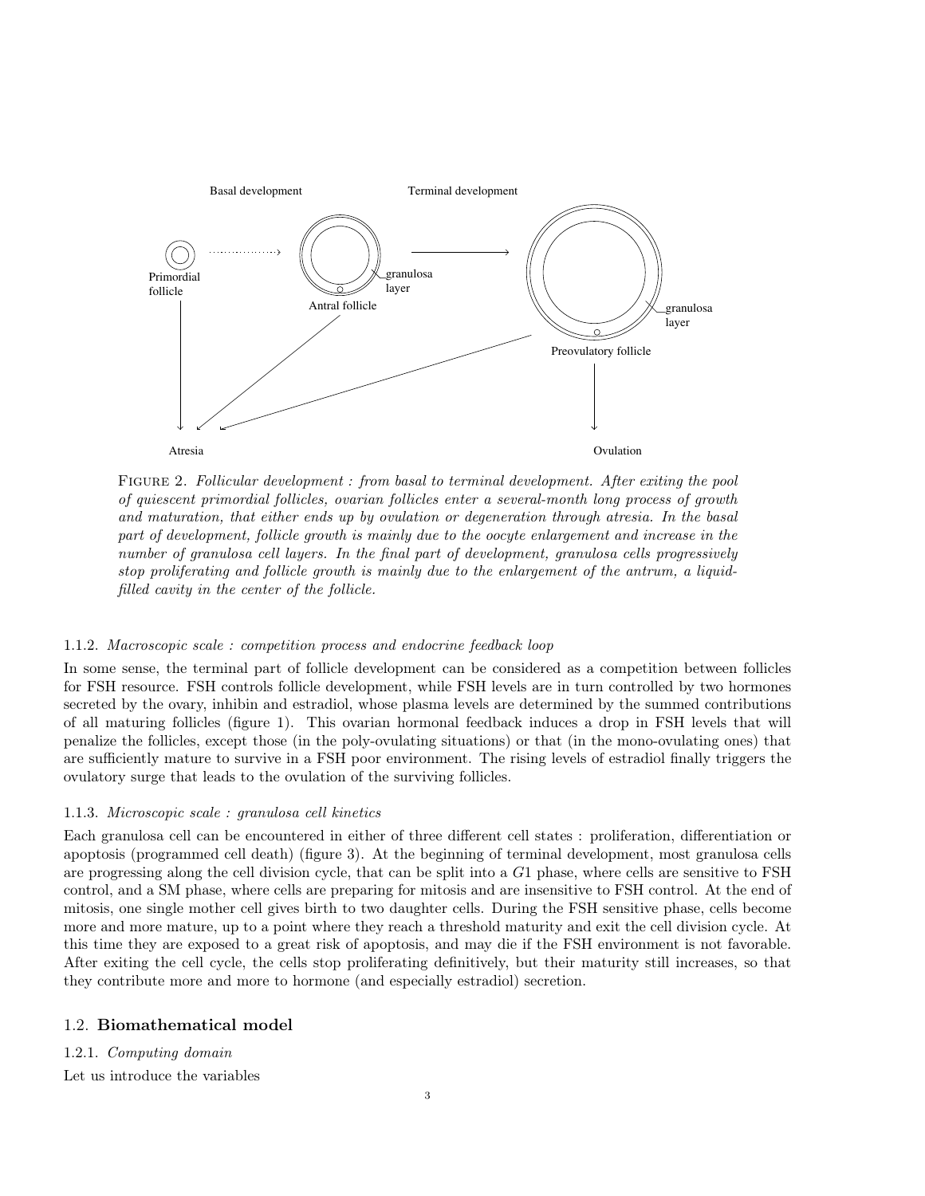Figure 2. *Follicular development : from basal to terminal development. After exiting the pool of quiescent primordial follicles, ovarian follicles enter a several-month long process of growth and maturation, that either ends up by ovulation or degeneration through atresia. In the basal part of development, follicle growth is mainly due to the oocyte enlargement and increase in the number of granulosa cell layers. In the final part of development, granulosa cells progressively stop proliferating and follicle growth is mainly due to the enlargement of the antrum, a liquid-filled cavity in the center of the follicle.*

#### 1.1.2. *Macroscopic scale : competition process and endocrine feedback loop*

In some sense, the terminal part of follicle development can be considered as a competition between follicles for FSH resource. FSH controls follicle development, while FSH levels are in turn controlled by two hormones secreted by the ovary, inhibin and estradiol, whose plasma levels are determined by the summed contributions of all maturing follicles (figure 1). This ovarian hormonal feedback induces a drop in FSH levels that will penalize the follicles, except those (in the poly-ovulating situations) or that (in the mono-ovulating ones) that are sufficiently mature to survive in a FSH poor environment. The rising levels of estradiol finally triggers the ovulatory surge that leads to the ovulation of the surviving follicles.

#### 1.1.3. *Microscopic scale : granulosa cell kinetics*

Each granulosa cell can be encountered in either of three different cell states : proliferation, differentiation or apoptosis (programmed cell death) (figure 3). At the beginning of terminal development, most granulosa cells are progressing along the cell division cycle, that can be split into a $G1$ phase, where cells are sensitive to FSH control, and a SM phase, where cells are preparing for mitosis and are insensitive to FSH control. At the end of mitosis, one single mother cell gives birth to two daughter cells. During the FSH sensitive phase, cells become more and more mature, up to a point where they reach a threshold maturity and exit the cell division cycle. At this time they are exposed to a great risk of apoptosis, and may die if the FSH environment is not favorable. After exiting the cell cycle, the cells stop proliferating definitively, but their maturity still increases, so that they contribute more and more to hormone (and especially estradiol) secretion.

### 1.2. **Biomathematical model**

#### 1.2.1. *Computing domain*

Let us introduce the variables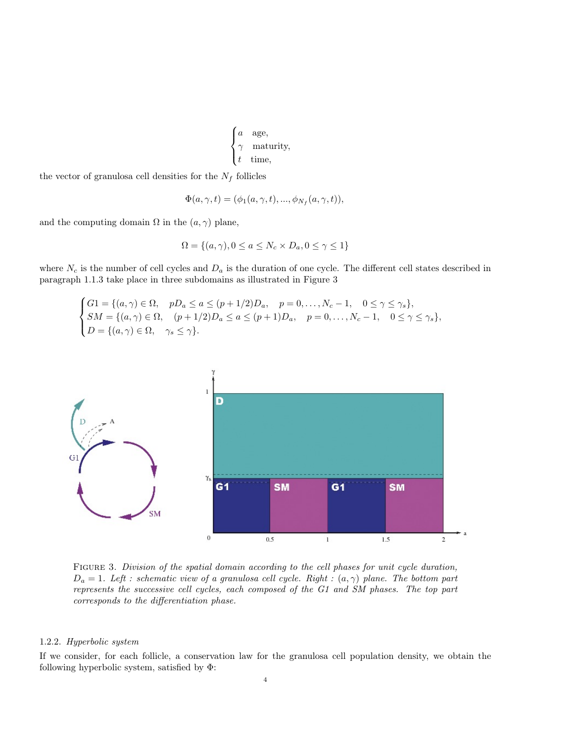$$\begin{cases} a & \text{age}, \\ \gamma & \text{maturity}, \\ t & \text{time}, \end{cases}$$

the vector of granulosa cell densities for the $N_f$ follicles

$$\Phi(a,\gamma,t) = (\phi_1(a,\gamma,t), ..., \phi_{N_f}(a,\gamma,t)),$$

and the computing domain $\Omega$ in the $(a,\gamma)$ plane,

$$\Omega = \{(a,\gamma), 0 \le a \le N_c \times D_a, 0 \le \gamma \le 1\}$$

where $N_c$ is the number of cell cycles and $D_a$ is the duration of one cycle. The different cell states described in paragraph 1.1.3 take place in three subdomains as illustrated in Figure 3

$$\begin{cases} G1 = \{(a,\gamma) \in \Omega, \quad pD_a \le a \le (p+1/2)D_a, \quad p = 0,\dots,N_c - 1, \quad 0 \le \gamma \le \gamma_s\}, \\ SM = \{(a,\gamma) \in \Omega, \quad (p+1/2)D_a \le a \le (p+1)D_a, \quad p = 0,\dots,N_c - 1, \quad 0 \le \gamma \le \gamma_s\}, \\ D = \{(a,\gamma) \in \Omega, \quad \gamma_s \le \gamma\}. \end{cases}$$

FIGURE 3. *Division of the spatial domain according to the cell phases for unit cycle duration, $D_a = 1$. Left : schematic view of a granulosa cell cycle. Right : $(a,\gamma)$ plane. The bottom part represents the successive cell cycles, each composed of the G1 and SM phases. The top part corresponds to the differentiation phase.*

1.2.2. *Hyperbolic system*

If we consider, for each follicle, a conservation law for the granulosa cell population density, we obtain the following hyperbolic system, satisfied by $\Phi$: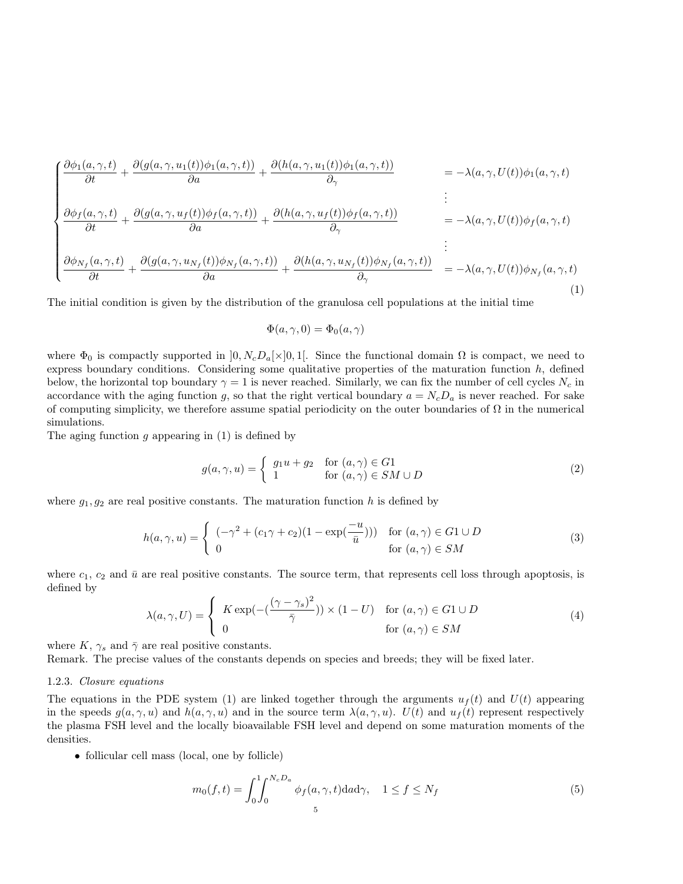$$
\begin{cases}
\dfrac{\partial \phi_1(a,\gamma,t)}{\partial t} + \dfrac{\partial (g(a,\gamma,u_1(t))\phi_1(a,\gamma,t))}{\partial a} + \dfrac{\partial (h(a,\gamma,u_1(t))\phi_1(a,\gamma,t))}{\partial_\gamma} & = -\lambda(a,\gamma,U(t))\phi_1(a,\gamma,t) \\
 & \vdots \\
\dfrac{\partial \phi_f(a,\gamma,t)}{\partial t} + \dfrac{\partial (g(a,\gamma,u_f(t))\phi_f(a,\gamma,t))}{\partial a} + \dfrac{\partial (h(a,\gamma,u_f(t))\phi_f(a,\gamma,t))}{\partial_\gamma} & = -\lambda(a,\gamma,U(t))\phi_f(a,\gamma,t) \\
 & \vdots \\
\dfrac{\partial \phi_{N_f}(a,\gamma,t)}{\partial t} + \dfrac{\partial (g(a,\gamma,u_{N_f}(t))\phi_{N_f}(a,\gamma,t))}{\partial a} + \dfrac{\partial (h(a,\gamma,u_{N_f}(t))\phi_{N_f}(a,\gamma,t))}{\partial_\gamma} & = -\lambda(a,\gamma,U(t))\phi_{N_f}(a,\gamma,t)
\end{cases}
\tag{1}
$$

The initial condition is given by the distribution of the granulosa cell populations at the initial time

$$
\Phi(a,\gamma,0) = \Phi_0(a,\gamma)
$$

where $\Phi_0$ is compactly supported in $]0, N_c D_a[\times]0,1[$. Since the functional domain $\Omega$ is compact, we need to express boundary conditions. Considering some qualitative properties of the maturation function $h$, defined below, the horizontal top boundary $\gamma = 1$ is never reached. Similarly, we can fix the number of cell cycles $N_c$ in accordance with the aging function $g$, so that the right vertical boundary $a = N_c D_a$ is never reached. For sake of computing simplicity, we therefore assume spatial periodicity on the outer boundaries of $\Omega$ in the numerical simulations.

The aging function $g$ appearing in (1) is defined by

$$
g(a,\gamma,u) = \begin{cases} g_1 u + g_2 & \text{for } (a,\gamma) \in G1 \\ 1 & \text{for } (a,\gamma) \in SM \cup D \end{cases}
\tag{2}
$$

where $g_1, g_2$ are real positive constants. The maturation function $h$ is defined by

$$
h(a,\gamma,u) = \begin{cases} (-\gamma^2 + (c_1\gamma + c_2)(1 - \exp(\dfrac{-u}{\bar{u}}))) & \text{for } (a,\gamma) \in G1 \cup D \\ 0 & \text{for } (a,\gamma) \in SM \end{cases}
\tag{3}
$$

where $c_1$, $c_2$ and $\bar{u}$ are real positive constants. The source term, that represents cell loss through apoptosis, is defined by

$$
\lambda(a,\gamma,U) = \begin{cases} K \exp(-(\dfrac{(\gamma-\gamma_s)^2}{\bar{\gamma}})) \times (1-U) & \text{for } (a,\gamma) \in G1 \cup D \\ 0 & \text{for } (a,\gamma) \in SM \end{cases}
\tag{4}
$$

where $K$, $\gamma_s$ and $\bar{\gamma}$ are real positive constants.

Remark. The precise values of the constants depends on species and breeds; they will be fixed later.

#### 1.2.3. *Closure equations*

The equations in the PDE system (1) are linked together through the arguments $u_f(t)$ and $U(t)$ appearing in the speeds $g(a,\gamma,u)$ and $h(a,\gamma,u)$ and in the source term $\lambda(a,\gamma,u)$. $U(t)$ and $u_f(t)$ represent respectively the plasma FSH level and the locally bioavailable FSH level and depend on some maturation moments of the densities.

- follicular cell mass (local, one by follicle)

$$
m_0(f,t) = \int_0^1 \int_0^{N_c D_a} \phi_f(a,\gamma,t) \mathrm{d}a \mathrm{d}\gamma, \quad 1 \le f \le N_f
\tag{5}
$$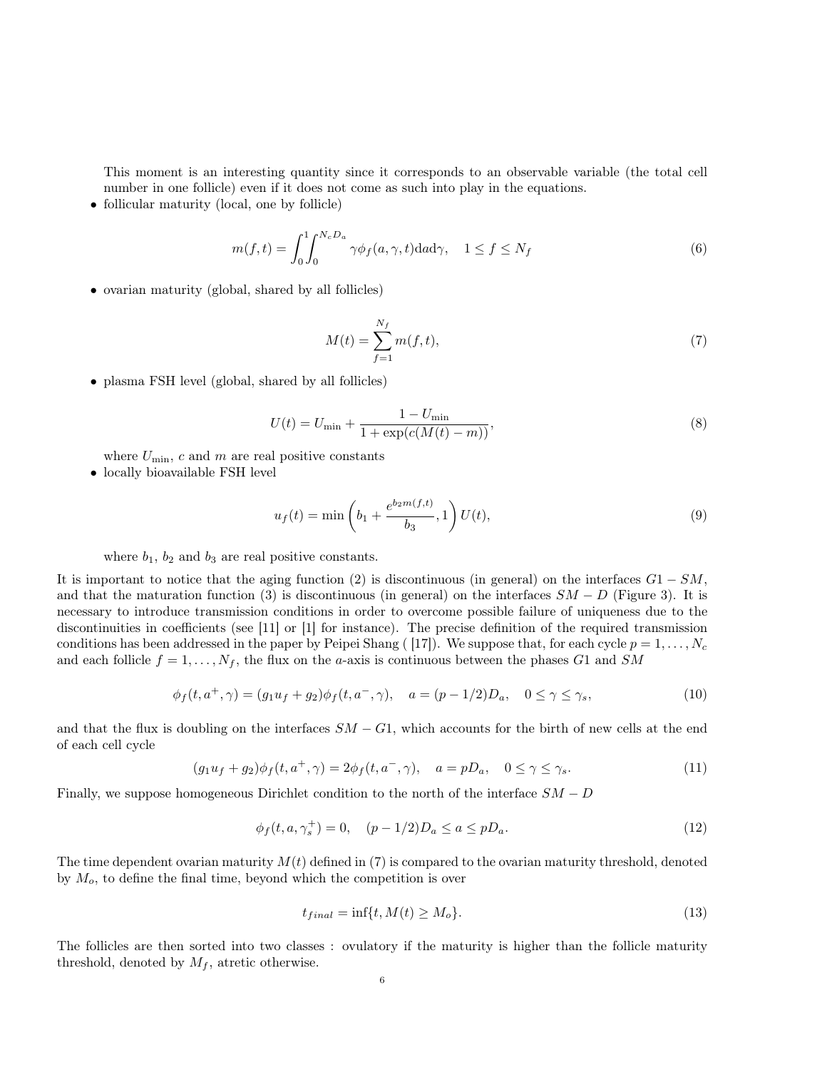This moment is an interesting quantity since it corresponds to an observable variable (the total cell number in one follicle) even if it does not come as such into play in the equations.

- follicular maturity (local, one by follicle)

$$m(f,t) = \int_0^1 \int_0^{N_c D_a} \gamma \phi_f(a,\gamma,t) \mathrm{d}a \mathrm{d}\gamma, \quad 1 \leq f \leq N_f \tag{6}$$

- ovarian maturity (global, shared by all follicles)

$$M(t) = \sum_{f=1}^{N_f} m(f,t), \tag{7}$$

- plasma FSH level (global, shared by all follicles)

$$U(t) = U_{\min} + \frac{1 - U_{\min}}{1 + \exp(c(M(t) - m))}, \tag{8}$$

where $U_{\min}$, $c$ and $m$ are real positive constants

- locally bioavailable FSH level

$$u_f(t) = \min\left(b_1 + \frac{e^{b_2 m(f,t)}}{b_3}, 1\right) U(t), \tag{9}$$

where $b_1$, $b_2$ and $b_3$ are real positive constants.

It is important to notice that the aging function (2) is discontinuous (in general) on the interfaces $G1 - SM$, and that the maturation function (3) is discontinuous (in general) on the interfaces $SM - D$ (Figure 3). It is necessary to introduce transmission conditions in order to overcome possible failure of uniqueness due to the discontinuities in coefficients (see [11] or [1] for instance). The precise definition of the required transmission conditions has been addressed in the paper by Peipei Shang ( [17]). We suppose that, for each cycle $p = 1, \ldots, N_c$ and each follicle $f = 1, \ldots, N_f$, the flux on the $a$-axis is continuous between the phases $G1$ and $SM$

$$\phi_f(t, a^+, \gamma) = (g_1 u_f + g_2)\phi_f(t, a^-, \gamma), \quad a = (p - 1/2)D_a, \quad 0 \leq \gamma \leq \gamma_s, \tag{10}$$

and that the flux is doubling on the interfaces $SM - G1$, which accounts for the birth of new cells at the end of each cell cycle

$$(g_1 u_f + g_2)\phi_f(t, a^+, \gamma) = 2\phi_f(t, a^-, \gamma), \quad a = pD_a, \quad 0 \leq \gamma \leq \gamma_s. \tag{11}$$

Finally, we suppose homogeneous Dirichlet condition to the north of the interface $SM - D$

$$\phi_f(t, a, \gamma_s^+) = 0, \quad (p - 1/2)D_a \leq a \leq pD_a. \tag{12}$$

The time dependent ovarian maturity $M(t)$ defined in (7) is compared to the ovarian maturity threshold, denoted by $M_o$, to define the final time, beyond which the competition is over

$$t_{final} = \inf\{t, M(t) \geq M_o\}. \tag{13}$$

The follicles are then sorted into two classes : ovulatory if the maturity is higher than the follicle maturity threshold, denoted by $M_f$, atretic otherwise.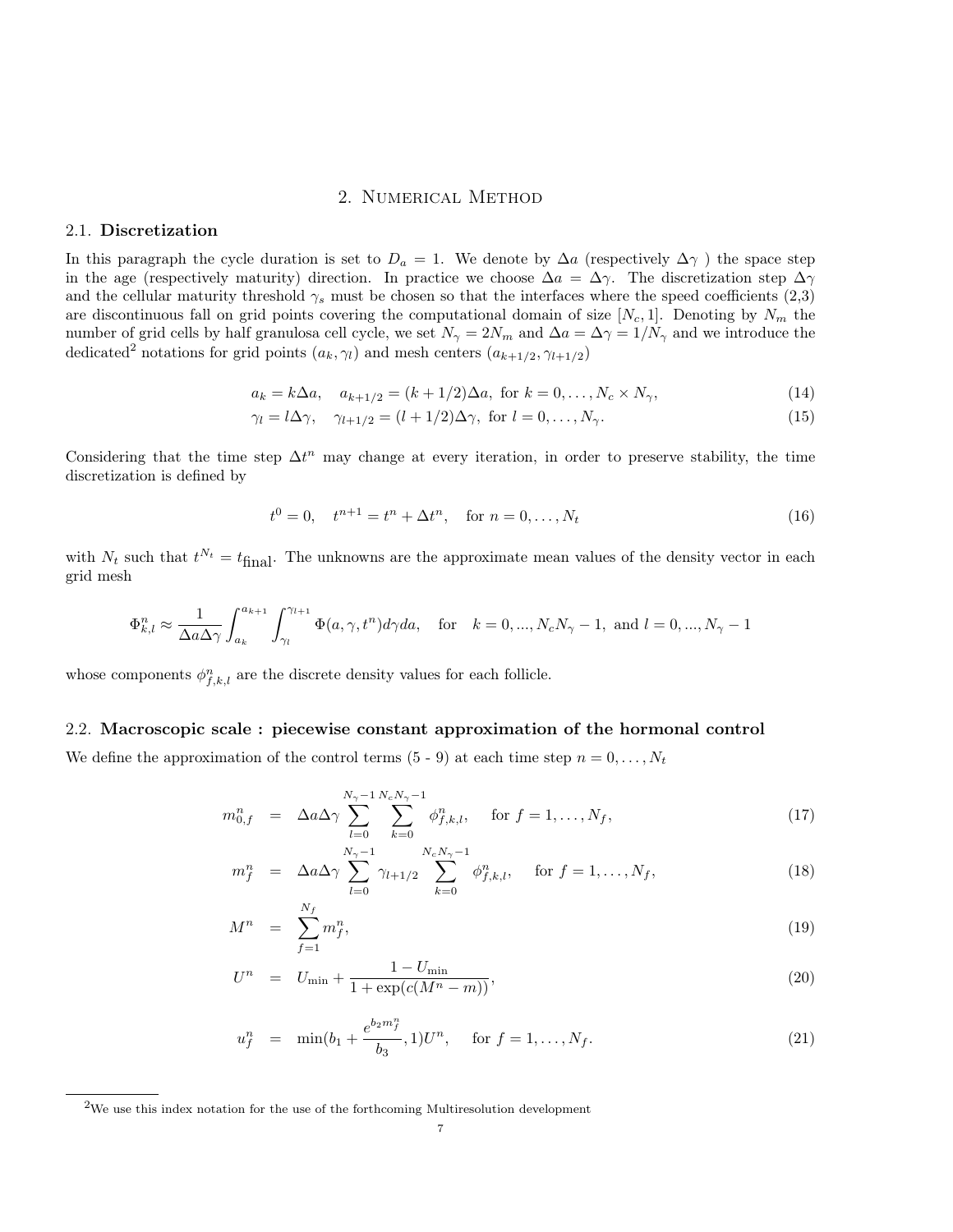# 2. Numerical Method

## 2.1. Discretization

In this paragraph the cycle duration is set to $D_a = 1$. We denote by $\Delta a$ (respectively $\Delta\gamma$ ) the space step in the age (respectively maturity) direction. In practice we choose $\Delta a = \Delta\gamma$. The discretization step $\Delta\gamma$ and the cellular maturity threshold $\gamma_s$ must be chosen so that the interfaces where the speed coefficients (2,3) are discontinuous fall on grid points covering the computational domain of size $[N_c, 1]$. Denoting by $N_m$ the number of grid cells by half granulosa cell cycle, we set $N_\gamma = 2N_m$ and $\Delta a = \Delta\gamma = 1/N_\gamma$ and we introduce the dedicated[2] notations for grid points $(a_k, \gamma_l)$ and mesh centers $(a_{k+1/2}, \gamma_{l+1/2})$

$$a_k = k\Delta a, \quad a_{k+1/2} = (k + 1/2)\Delta a, \text{ for } k = 0, \dots, N_c \times N_\gamma, \tag{14}$$

$$\gamma_l = l\Delta\gamma, \quad \gamma_{l+1/2} = (l + 1/2)\Delta\gamma, \text{ for } l = 0, \dots, N_\gamma. \tag{15}$$

Considering that the time step $\Delta t^n$ may change at every iteration, in order to preserve stability, the time discretization is defined by

$$t^0 = 0, \quad t^{n+1} = t^n + \Delta t^n, \quad \text{for } n = 0, \dots, N_t \tag{16}$$

with $N_t$ such that $t^{N_t} = t_{\text{final}}$. The unknowns are the approximate mean values of the density vector in each grid mesh

$$\Phi^n_{k,l} \approx \frac{1}{\Delta a \Delta\gamma} \int_{a_k}^{a_{k+1}} \int_{\gamma_l}^{\gamma_{l+1}} \Phi(a, \gamma, t^n) d\gamma da, \quad \text{for} \quad k = 0, ..., N_c N_\gamma - 1, \text{ and } l = 0, ..., N_\gamma - 1$$

whose components $\phi^n_{f,k,l}$ are the discrete density values for each follicle.

## 2.2. Macroscopic scale : piecewise constant approximation of the hormonal control

We define the approximation of the control terms (5 - 9) at each time step $n = 0, \dots, N_t$

$$m^n_{0,f} = \Delta a \Delta\gamma \sum_{l=0}^{N_\gamma - 1} \sum_{k=0}^{N_c N_\gamma - 1} \phi^n_{f,k,l}, \quad \text{for } f = 1, \dots, N_f, \tag{17}$$

$$m^n_f = \Delta a \Delta\gamma \sum_{l=0}^{N_\gamma - 1} \gamma_{l+1/2} \sum_{k=0}^{N_c N_\gamma - 1} \phi^n_{f,k,l}, \quad \text{for } f = 1, \dots, N_f, \tag{18}$$

$$M^n = \sum_{f=1}^{N_f} m^n_f, \tag{19}$$

$$U^n = U_{\min} + \frac{1 - U_{\min}}{1 + \exp(c(M^n - m))}, \tag{20}$$

$$u^n_f = \min(b_1 + \frac{e^{b_2 m^n_f}}{b_3}, 1) U^n, \quad \text{for } f = 1, \dots, N_f. \tag{21}$$

[2] We use this index notation for the use of the forthcoming Multiresolution development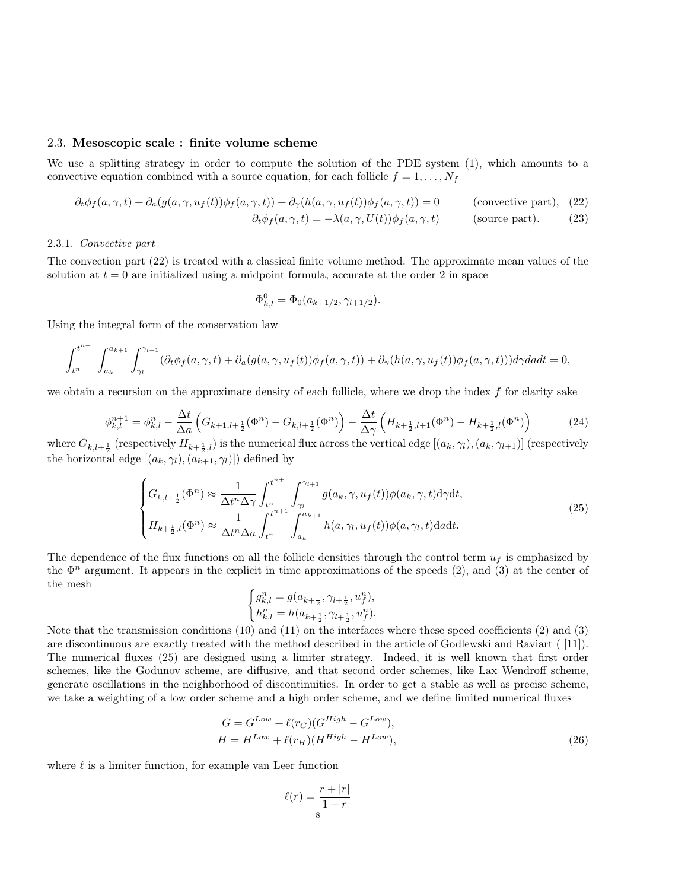### 2.3. **Mesoscopic scale : finite volume scheme**

We use a splitting strategy in order to compute the solution of the PDE system (1), which amounts to a convective equation combined with a source equation, for each follicle $f = 1, \dots, N_f$

$$\partial_t \phi_f(a,\gamma,t) + \partial_a(g(a,\gamma,u_f(t))\phi_f(a,\gamma,t)) + \partial_\gamma(h(a,\gamma,u_f(t))\phi_f(a,\gamma,t)) = 0 \qquad \text{(convective part)}, \quad (22)$$

$$\partial_t \phi_f(a,\gamma,t) = -\lambda(a,\gamma,U(t))\phi_f(a,\gamma,t) \qquad \text{(source part)}. \quad (23)$$

#### 2.3.1. *Convective part*

The convection part (22) is treated with a classical finite volume method. The approximate mean values of the solution at $t=0$ are initialized using a midpoint formula, accurate at the order 2 in space

$$\Phi^0_{k,l} = \Phi_0(a_{k+1/2}, \gamma_{l+1/2}).$$

Using the integral form of the conservation law

$$\int_{t^n}^{t^{n+1}} \int_{a_k}^{a_{k+1}} \int_{\gamma_l}^{\gamma_{l+1}} (\partial_t \phi_f(a,\gamma,t) + \partial_a(g(a,\gamma,u_f(t))\phi_f(a,\gamma,t)) + \partial_\gamma(h(a,\gamma,u_f(t))\phi_f(a,\gamma,t))) d\gamma da dt = 0,$$

we obtain a recursion on the approximate density of each follicle, where we drop the index $f$ for clarity sake

$$\phi^{n+1}_{k,l} = \phi^n_{k,l} - \frac{\Delta t}{\Delta a}\left(G_{k+1,l+\frac{1}{2}}(\Phi^n) - G_{k,l+\frac{1}{2}}(\Phi^n)\right) - \frac{\Delta t}{\Delta \gamma}\left(H_{k+\frac{1}{2},l+1}(\Phi^n) - H_{k+\frac{1}{2},l}(\Phi^n)\right) \quad (24)$$

where $G_{k,l+\frac{1}{2}}$ (respectively $H_{k+\frac{1}{2},l}$) is the numerical flux across the vertical edge $[(a_k,\gamma_l),(a_k,\gamma_{l+1})]$ (respectively the horizontal edge $[(a_k,\gamma_l),(a_{k+1},\gamma_l)]$) defined by

$$\begin{cases} G_{k,l+\frac{1}{2}}(\Phi^n) \approx \dfrac{1}{\Delta t^n \Delta \gamma} \displaystyle\int_{t^n}^{t^{n+1}} \int_{\gamma_l}^{\gamma_{l+1}} g(a_k,\gamma,u_f(t))\phi(a_k,\gamma,t) \mathrm{d}\gamma \mathrm{d}t, \\ H_{k+\frac{1}{2},l}(\Phi^n) \approx \dfrac{1}{\Delta t^n \Delta a} \displaystyle\int_{t^n}^{t^{n+1}} \int_{a_k}^{a_{k+1}} h(a,\gamma_l,u_f(t))\phi(a,\gamma_l,t) \mathrm{d}a \mathrm{d}t. \end{cases} \quad (25)$$

The dependence of the flux functions on all the follicle densities through the control term $u_f$ is emphasized by the $\Phi^n$ argument. It appears in the explicit in time approximations of the speeds (2), and (3) at the center of the mesh

$$\begin{cases} g^n_{k,l} = g(a_{k+\frac{1}{2}}, \gamma_{l+\frac{1}{2}}, u^n_f), \\ h^n_{k,l} = h(a_{k+\frac{1}{2}}, \gamma_{l+\frac{1}{2}}, u^n_f). \end{cases}$$

Note that the transmission conditions (10) and (11) on the interfaces where these speed coefficients (2) and (3) are discontinuous are exactly treated with the method described in the article of Godlewski and Raviart ( [11]). The numerical fluxes (25) are designed using a limiter strategy. Indeed, it is well known that first order schemes, like the Godunov scheme, are diffusive, and that second order schemes, like Lax Wendroff scheme, generate oscillations in the neighborhood of discontinuities. In order to get a stable as well as precise scheme, we take a weighting of a low order scheme and a high order scheme, and we define limited numerical fluxes

$$\begin{aligned} G &= G^{Low} + \ell(r_G)(G^{High} - G^{Low}), \\ H &= H^{Low} + \ell(r_H)(H^{High} - H^{Low}), \end{aligned} \quad (26)$$

where $\ell$ is a limiter function, for example van Leer function

$$\ell(r) = \frac{r + |r|}{1 + r}$$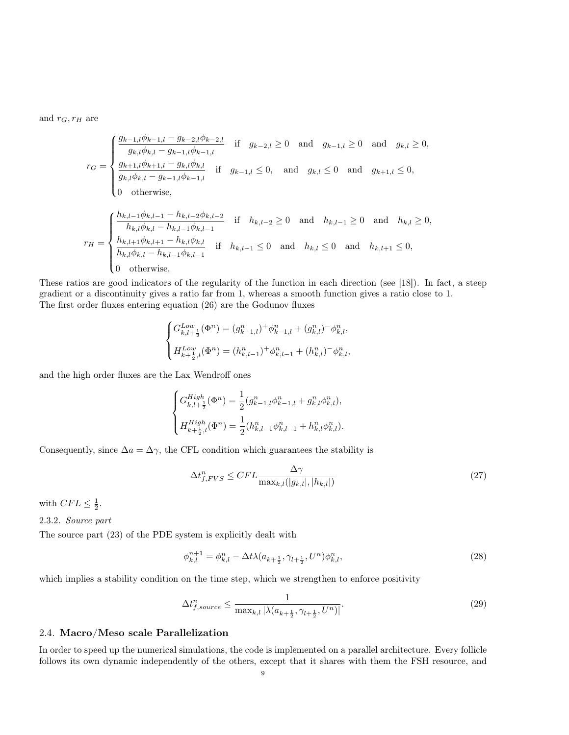and $r_G, r_H$ are

$$
r_G = \begin{cases} \dfrac{g_{k-1,l}\phi_{k-1,l} - g_{k-2,l}\phi_{k-2,l}}{g_{k,l}\phi_{k,l} - g_{k-1,l}\phi_{k-1,l}} & \text{if} \quad g_{k-2,l} \geq 0 \quad \text{and} \quad g_{k-1,l} \geq 0 \quad \text{and} \quad g_{k,l} \geq 0, \\ \dfrac{g_{k+1,l}\phi_{k+1,l} - g_{k,l}\phi_{k,l}}{g_{k,l}\phi_{k,l} - g_{k-1,l}\phi_{k-1,l}} & \text{if} \quad g_{k-1,l} \leq 0, \quad \text{and} \quad g_{k,l} \leq 0 \quad \text{and} \quad g_{k+1,l} \leq 0, \\ 0 \quad \text{otherwise}, \end{cases}
$$

$$
r_H = \begin{cases} \dfrac{h_{k,l-1}\phi_{k,l-1} - h_{k,l-2}\phi_{k,l-2}}{h_{k,l}\phi_{k,l} - h_{k,l-1}\phi_{k,l-1}} & \text{if} \quad h_{k,l-2} \geq 0 \quad \text{and} \quad h_{k,l-1} \geq 0 \quad \text{and} \quad h_{k,l} \geq 0, \\ \dfrac{h_{k,l+1}\phi_{k,l+1} - h_{k,l}\phi_{k,l}}{h_{k,l}\phi_{k,l} - h_{k,l-1}\phi_{k,l-1}} & \text{if} \quad h_{k,l-1} \leq 0 \quad \text{and} \quad h_{k,l} \leq 0 \quad \text{and} \quad h_{k,l+1} \leq 0, \\ 0 \quad \text{otherwise}. \end{cases}
$$

These ratios are good indicators of the regularity of the function in each direction (see [18]). In fact, a steep gradient or a discontinuity gives a ratio far from 1, whereas a smooth function gives a ratio close to 1.
The first order fluxes entering equation (26) are the Godunov fluxes

$$
\begin{cases} G^{Low}_{k,l+\frac{1}{2}}(\Phi^n) = (g^n_{k-1,l})^+ \phi^n_{k-1,l} + (g^n_{k,l})^- \phi^n_{k,l}, \\ H^{Low}_{k+\frac{1}{2},l}(\Phi^n) = (h^n_{k,l-1})^+ \phi^n_{k,l-1} + (h^n_{k,l})^- \phi^n_{k,l}, \end{cases}
$$

and the high order fluxes are the Lax Wendroff ones

$$
\begin{cases} G^{High}_{k,l+\frac{1}{2}}(\Phi^n) = \dfrac{1}{2}(g^n_{k-1,l}\phi^n_{k-1,l} + g^n_{k,l}\phi^n_{k,l}), \\ H^{High}_{k+\frac{1}{2},l}(\Phi^n) = \dfrac{1}{2}(h^n_{k,l-1}\phi^n_{k,l-1} + h^n_{k,l}\phi^n_{k,l}). \end{cases}
$$

Consequently, since $\Delta a = \Delta\gamma$, the CFL condition which guarantees the stability is

$$
\Delta t^n_{f,FVS} \leq CFL \frac{\Delta\gamma}{\max_{k,l}(|g_{k,l}|, |h_{k,l}|)} \tag{27}
$$

with $CFL \leq \frac{1}{2}$.

2.3.2. *Source part*

The source part (23) of the PDE system is explicitly dealt with

$$
\phi^{n+1}_{k,l} = \phi^n_{k,l} - \Delta t \lambda(a_{k+\frac{1}{2}}, \gamma_{l+\frac{1}{2}}, U^n)\phi^n_{k,l}, \tag{28}
$$

which implies a stability condition on the time step, which we strengthen to enforce positivity

$$
\Delta t^n_{f,source} \leq \frac{1}{\max_{k,l} |\lambda(a_{k+\frac{1}{2}}, \gamma_{l+\frac{1}{2}}, U^n)|}. \tag{29}
$$

## 2.4. Macro/Meso scale Parallelization

In order to speed up the numerical simulations, the code is implemented on a parallel architecture. Every follicle follows its own dynamic independently of the others, except that it shares with them the FSH resource, and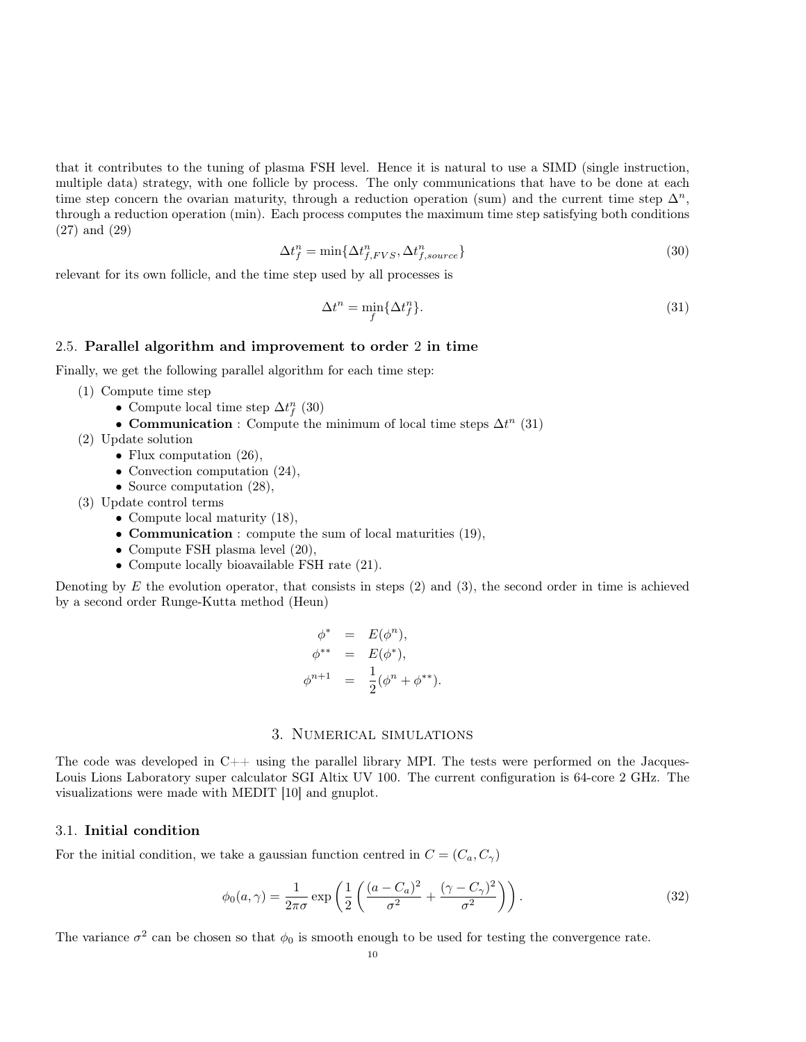that it contributes to the tuning of plasma FSH level. Hence it is natural to use a SIMD (single instruction, multiple data) strategy, with one follicle by process. The only communications that have to be done at each time step concern the ovarian maturity, through a reduction operation (sum) and the current time step $\Delta^n$, through a reduction operation (min). Each process computes the maximum time step satisfying both conditions (27) and (29)

$$\Delta t_f^n = \min\{\Delta t_{f,FVS}^n, \Delta t_{f,source}^n\} \tag{30}$$

relevant for its own follicle, and the time step used by all processes is

$$\Delta t^n = \min_f \{\Delta t_f^n\}. \tag{31}$$

### 2.5. **Parallel algorithm and improvement to order 2 in time**

Finally, we get the following parallel algorithm for each time step:

1. Compute time step
   - Compute local time step $\Delta t_f^n$ (30)
   - **Communication** : Compute the minimum of local time steps $\Delta t^n$ (31)
2. Update solution
   - Flux computation (26),
   - Convection computation (24),
   - Source computation (28),
3. Update control terms
   - Compute local maturity (18),
   - **Communication** : compute the sum of local maturities (19),
   - Compute FSH plasma level (20),
   - Compute locally bioavailable FSH rate (21).

Denoting by $E$ the evolution operator, that consists in steps (2) and (3), the second order in time is achieved by a second order Runge-Kutta method (Heun)

$$\begin{aligned}
\phi^* &= E(\phi^n), \\
\phi^{**} &= E(\phi^*), \\
\phi^{n+1} &= \frac{1}{2}(\phi^n + \phi^{**}).
\end{aligned}$$

## 3. Numerical simulations

The code was developed in C++ using the parallel library MPI. The tests were performed on the Jacques-Louis Lions Laboratory super calculator SGI Altix UV 100. The current configuration is 64-core 2 GHz. The visualizations were made with MEDIT [10] and gnuplot.

### 3.1. **Initial condition**

For the initial condition, we take a gaussian function centred in $C = (C_a, C_\gamma)$

$$\phi_0(a, \gamma) = \frac{1}{2\pi\sigma} \exp\left(\frac{1}{2}\left(\frac{(a - C_a)^2}{\sigma^2} + \frac{(\gamma - C_\gamma)^2}{\sigma^2}\right)\right). \tag{32}$$

The variance $\sigma^2$ can be chosen so that $\phi_0$ is smooth enough to be used for testing the convergence rate.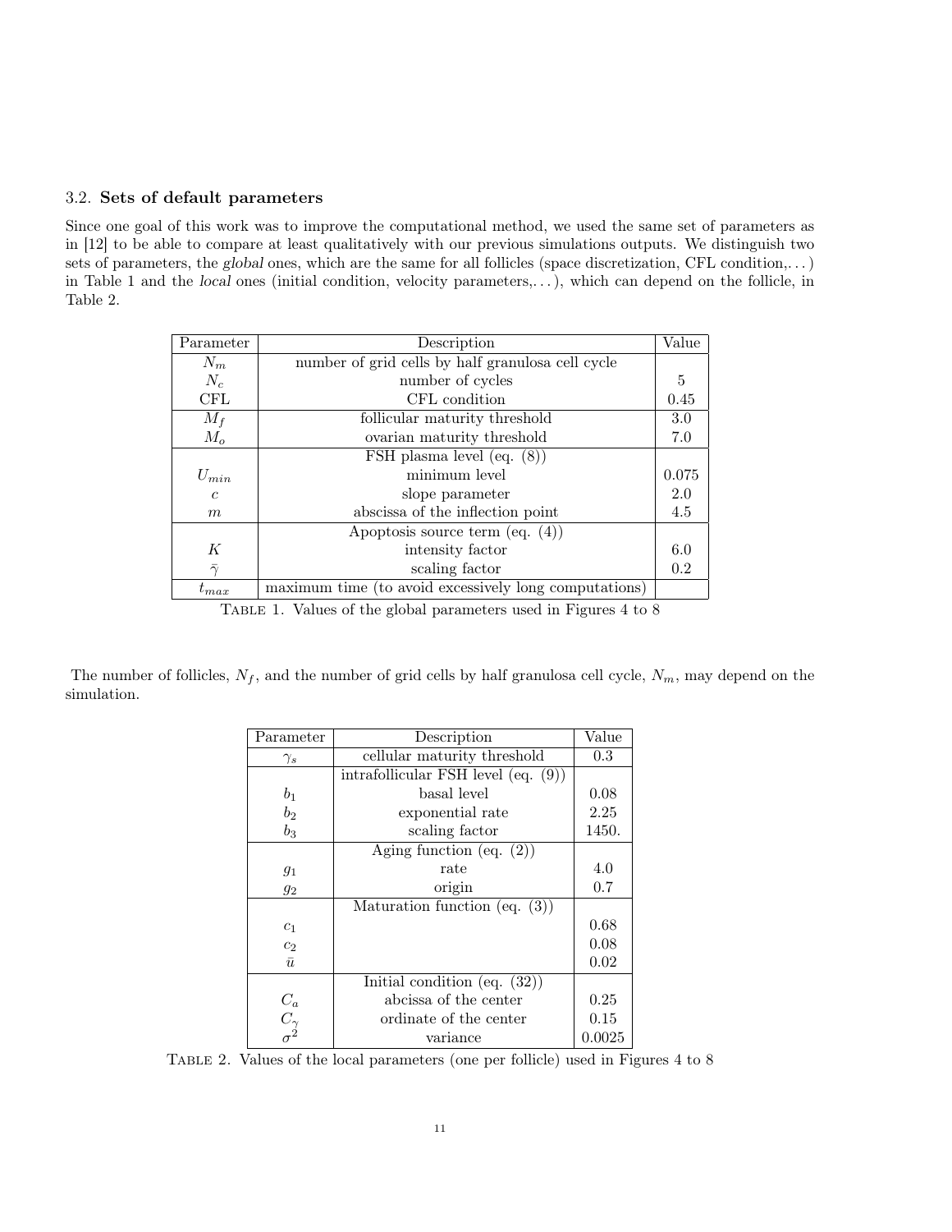### 3.2. **Sets of default parameters**

Since one goal of this work was to improve the computational method, we used the same set of parameters as in [12] to be able to compare at least qualitatively with our previous simulations outputs. We distinguish two sets of parameters, the *global* ones, which are the same for all follicles (space discretization, CFL condition,...) in Table 1 and the *local* ones (initial condition, velocity parameters,...), which can depend on the follicle, in Table 2.

| Parameter | Description | Value |
|---|---|---|
| $N_m$ | number of grid cells by half granulosa cell cycle | |
| $N_c$ | number of cycles | 5 |
| CFL | CFL condition | 0.45 |
| $M_f$ | follicular maturity threshold | 3.0 |
| $M_o$ | ovarian maturity threshold | 7.0 |
| | FSH plasma level (eq. (8)) | |
| $U_{min}$ | minimum level | 0.075 |
| $c$ | slope parameter | 2.0 |
| $m$ | abscissa of the inflection point | 4.5 |
| | Apoptosis source term (eq. (4)) | |
| $K$ | intensity factor | 6.0 |
| $\bar{\gamma}$ | scaling factor | 0.2 |
| $t_{max}$ | maximum time (to avoid excessively long computations) | |

Table 1. Values of the global parameters used in Figures 4 to 8

The number of follicles, $N_f$, and the number of grid cells by half granulosa cell cycle, $N_m$, may depend on the simulation.

| Parameter | Description | Value |
|---|---|---|
| $\gamma_s$ | cellular maturity threshold | 0.3 |
| | intrafollicular FSH level (eq. (9)) | |
| $b_1$ | basal level | 0.08 |
| $b_2$ | exponential rate | 2.25 |
| $b_3$ | scaling factor | 1450. |
| | Aging function (eq. (2)) | |
| $g_1$ | rate | 4.0 |
| $g_2$ | origin | 0.7 |
| | Maturation function (eq. (3)) | |
| $c_1$ | | 0.68 |
| $c_2$ | | 0.08 |
| $\bar{u}$ | | 0.02 |
| | Initial condition (eq. (32)) | |
| $C_a$ | abcissa of the center | 0.25 |
| $C_\gamma$ | ordinate of the center | 0.15 |
| $\sigma^2$ | variance | 0.0025 |

Table 2. Values of the local parameters (one per follicle) used in Figures 4 to 8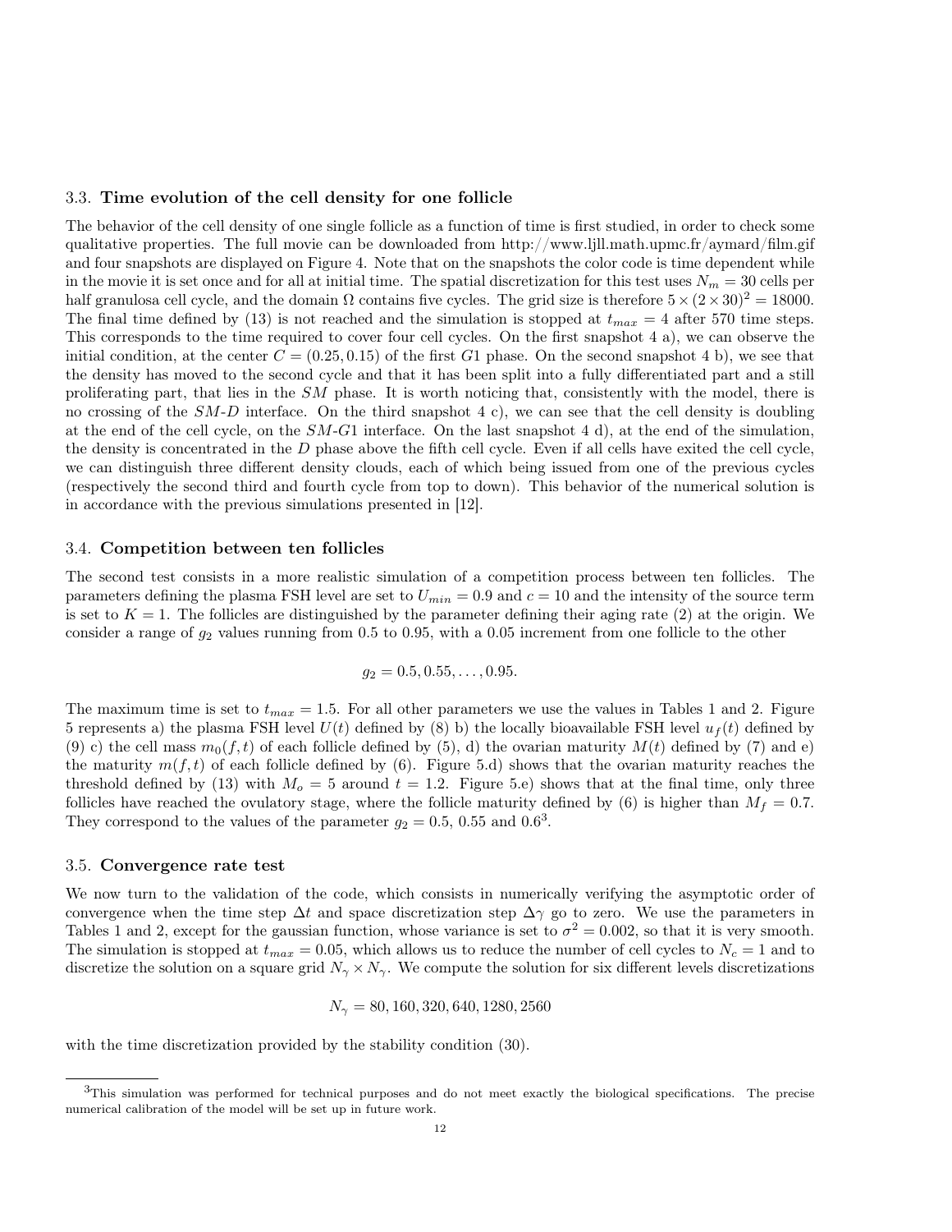### 3.3. **Time evolution of the cell density for one follicle**

The behavior of the cell density of one single follicle as a function of time is first studied, in order to check some qualitative properties. The full movie can be downloaded from http://www.ljll.math.upmc.fr/aymard/film.gif and four snapshots are displayed on Figure 4. Note that on the snapshots the color code is time dependent while in the movie it is set once and for all at initial time. The spatial discretization for this test uses $N_m = 30$ cells per half granulosa cell cycle, and the domain $\Omega$ contains five cycles. The grid size is therefore $5 \times (2 \times 30)^2 = 18000$. The final time defined by (13) is not reached and the simulation is stopped at $t_{max} = 4$ after 570 time steps. This corresponds to the time required to cover four cell cycles. On the first snapshot 4 a), we can observe the initial condition, at the center $C = (0.25, 0.15)$ of the first $G1$ phase. On the second snapshot 4 b), we see that the density has moved to the second cycle and that it has been split into a fully differentiated part and a still proliferating part, that lies in the $SM$ phase. It is worth noticing that, consistently with the model, there is no crossing of the $SM$-$D$ interface. On the third snapshot 4 c), we can see that the cell density is doubling at the end of the cell cycle, on the $SM$-$G1$ interface. On the last snapshot 4 d), at the end of the simulation, the density is concentrated in the $D$ phase above the fifth cell cycle. Even if all cells have exited the cell cycle, we can distinguish three different density clouds, each of which being issued from one of the previous cycles (respectively the second third and fourth cycle from top to down). This behavior of the numerical solution is in accordance with the previous simulations presented in [12].

### 3.4. **Competition between ten follicles**

The second test consists in a more realistic simulation of a competition process between ten follicles. The parameters defining the plasma FSH level are set to $U_{min} = 0.9$ and $c = 10$ and the intensity of the source term is set to $K = 1$. The follicles are distinguished by the parameter defining their aging rate (2) at the origin. We consider a range of $g_2$ values running from 0.5 to 0.95, with a 0.05 increment from one follicle to the other

$$g_2 = 0.5, 0.55, \ldots, 0.95.$$

The maximum time is set to $t_{max} = 1.5$. For all other parameters we use the values in Tables 1 and 2. Figure 5 represents a) the plasma FSH level $U(t)$ defined by (8) b) the locally bioavailable FSH level $u_f(t)$ defined by (9) c) the cell mass $m_0(f,t)$ of each follicle defined by (5), d) the ovarian maturity $M(t)$ defined by (7) and e) the maturity $m(f,t)$ of each follicle defined by (6). Figure 5.d) shows that the ovarian maturity reaches the threshold defined by (13) with $M_o = 5$ around $t = 1.2$. Figure 5.e) shows that at the final time, only three follicles have reached the ovulatory stage, where the follicle maturity defined by (6) is higher than $M_f = 0.7$. They correspond to the values of the parameter $g_2 = 0.5$, 0.55 and 0.6[3].

### 3.5. **Convergence rate test**

We now turn to the validation of the code, which consists in numerically verifying the asymptotic order of convergence when the time step $\Delta t$ and space discretization step $\Delta\gamma$ go to zero. We use the parameters in Tables 1 and 2, except for the gaussian function, whose variance is set to $\sigma^2 = 0.002$, so that it is very smooth. The simulation is stopped at $t_{max} = 0.05$, which allows us to reduce the number of cell cycles to $N_c = 1$ and to discretize the solution on a square grid $N_\gamma \times N_\gamma$. We compute the solution for six different levels discretizations

$$N_\gamma = 80, 160, 320, 640, 1280, 2560$$

with the time discretization provided by the stability condition (30).

[3] This simulation was performed for technical purposes and do not meet exactly the biological specifications. The precise numerical calibration of the model will be set up in future work.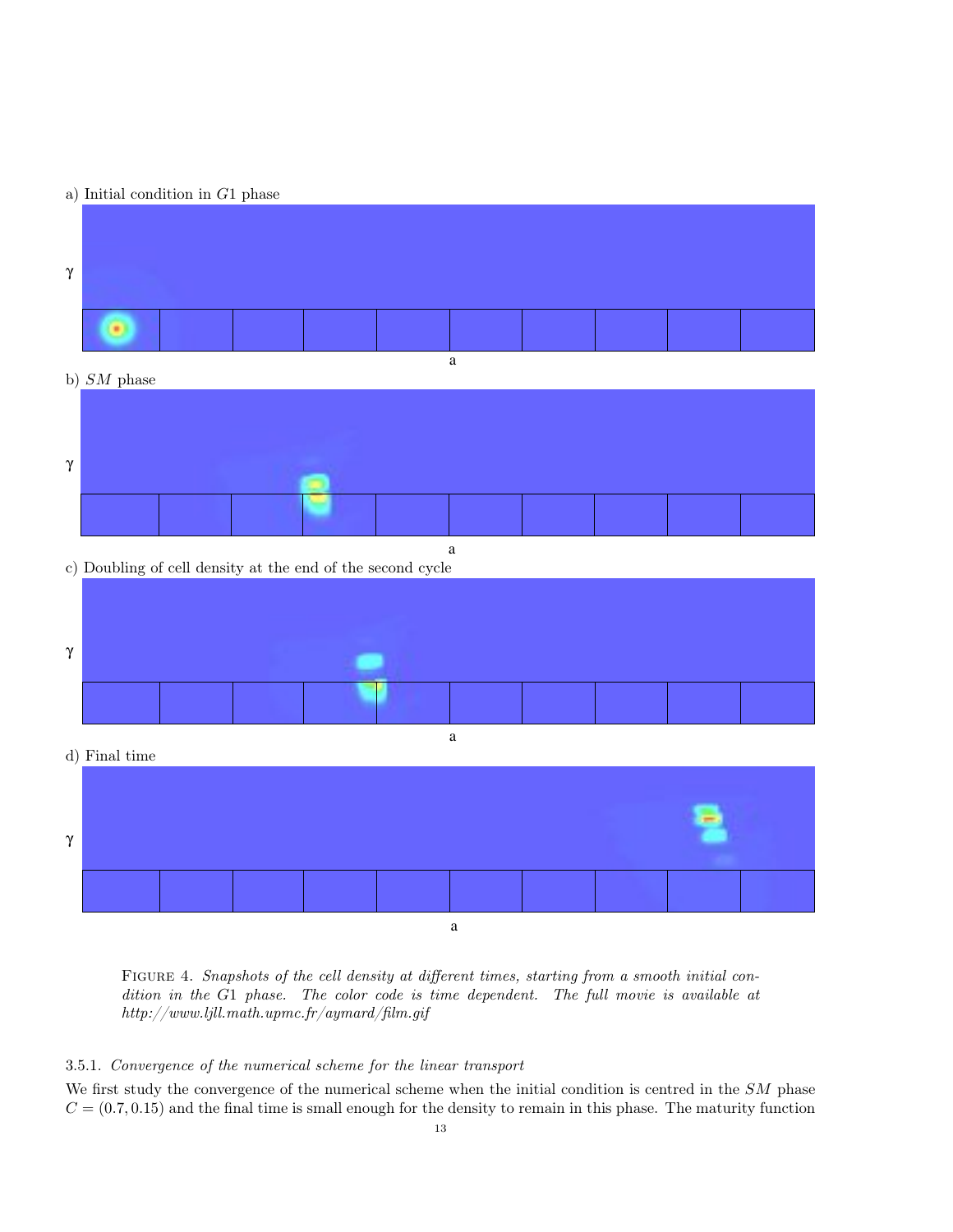a) Initial condition in $G1$ phase

b) $SM$ phase

c) Doubling of cell density at the end of the second cycle

d) Final time

FIGURE 4. *Snapshots of the cell density at different times, starting from a smooth initial condition in the $G1$ phase. The color code is time dependent. The full movie is available at http://www.ljll.math.upmc.fr/aymard/film.gif*

3.5.1. *Convergence of the numerical scheme for the linear transport*

We first study the convergence of the numerical scheme when the initial condition is centred in the $SM$ phase $C = (0.7, 0.15)$ and the final time is small enough for the density to remain in this phase. The maturity function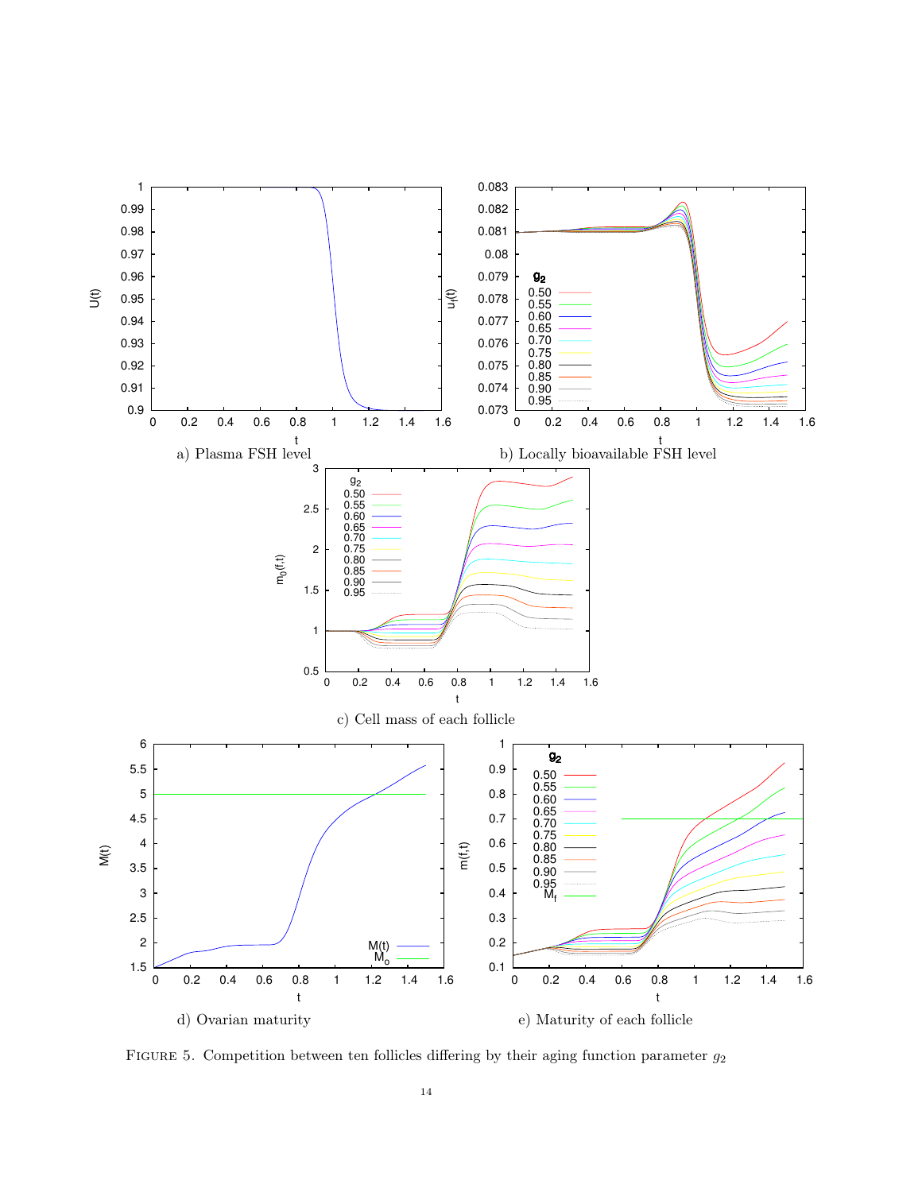a) Plasma FSH level

b) Locally bioavailable FSH level

c) Cell mass of each follicle

d) Ovarian maturity

e) Maturity of each follicle

Figure 5. Competition between ten follicles differing by their aging function parameter $g_2$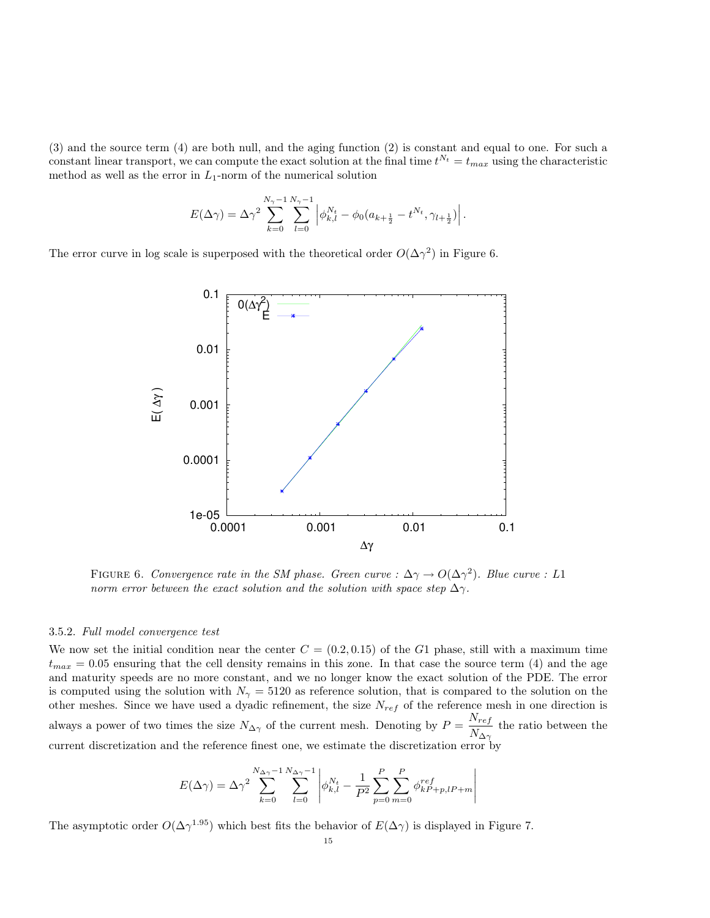(3) and the source term (4) are both null, and the aging function (2) is constant and equal to one. For such a constant linear transport, we can compute the exact solution at the final time $t^{N_t} = t_{max}$ using the characteristic method as well as the error in $L_1$-norm of the numerical solution

$$E(\Delta\gamma) = \Delta\gamma^2 \sum_{k=0}^{N_\gamma - 1} \sum_{l=0}^{N_\gamma - 1} \left| \phi_{k,l}^{N_t} - \phi_0(a_{k+\frac{1}{2}} - t^{N_t}, \gamma_{l+\frac{1}{2}}) \right|.$$

The error curve in log scale is superposed with the theoretical order $O(\Delta\gamma^2)$ in Figure 6.

FIGURE 6. *Convergence rate in the SM phase. Green curve : $\Delta\gamma \to O(\Delta\gamma^2)$. Blue curve : L1 norm error between the exact solution and the solution with space step $\Delta\gamma$.*

#### 3.5.2. *Full model convergence test*

We now set the initial condition near the center $C = (0.2, 0.15)$ of the $G1$ phase, still with a maximum time $t_{max} = 0.05$ ensuring that the cell density remains in this zone. In that case the source term (4) and the age and maturity speeds are no more constant, and we no longer know the exact solution of the PDE. The error is computed using the solution with $N_\gamma = 5120$ as reference solution, that is compared to the solution on the other meshes. Since we have used a dyadic refinement, the size $N_{ref}$ of the reference mesh in one direction is always a power of two times the size $N_{\Delta\gamma}$ of the current mesh. Denoting by $P = \frac{N_{ref}}{N_{\Delta\gamma}}$ the ratio between the current discretization and the reference finest one, we estimate the discretization error by

$$E(\Delta\gamma) = \Delta\gamma^2 \sum_{k=0}^{N_{\Delta\gamma}-1} \sum_{l=0}^{N_{\Delta\gamma}-1} \left| \phi_{k,l}^{N_t} - \frac{1}{P^2} \sum_{p=0}^{P} \sum_{m=0}^{P} \phi_{kP+p,lP+m}^{ref} \right|$$

The asymptotic order $O(\Delta\gamma^{1.95})$ which best fits the behavior of $E(\Delta\gamma)$ is displayed in Figure 7.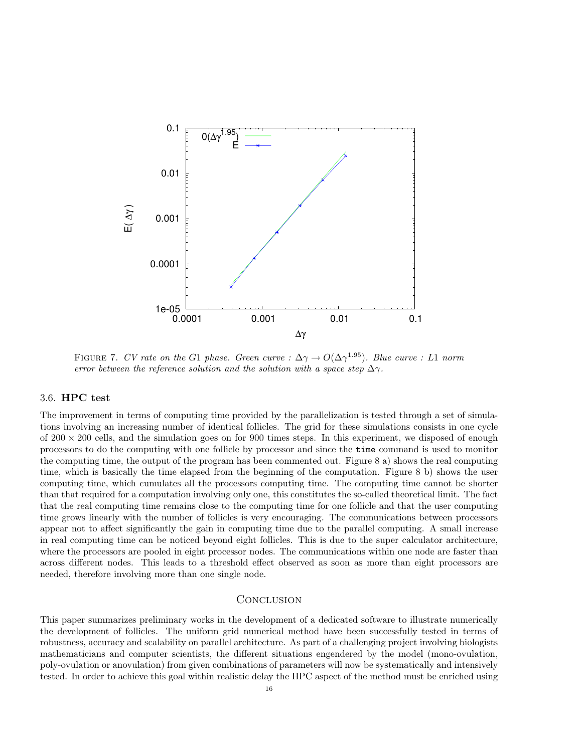FIGURE 7. *CV rate on the G1 phase. Green curve : $\Delta\gamma \rightarrow O(\Delta\gamma^{1.95})$. Blue curve : L1 norm error between the reference solution and the solution with a space step $\Delta\gamma$.*

### 3.6. **HPC test**

The improvement in terms of computing time provided by the parallelization is tested through a set of simulations involving an increasing number of identical follicles. The grid for these simulations consists in one cycle of $200 \times 200$ cells, and the simulation goes on for 900 times steps. In this experiment, we disposed of enough processors to do the computing with one follicle by processor and since the `time` command is used to monitor the computing time, the output of the program has been commented out. Figure 8 a) shows the real computing time, which is basically the time elapsed from the beginning of the computation. Figure 8 b) shows the user computing time, which cumulates all the processors computing time. The computing time cannot be shorter than that required for a computation involving only one, this constitutes the so-called theoretical limit. The fact that the real computing time remains close to the computing time for one follicle and that the user computing time grows linearly with the number of follicles is very encouraging. The communications between processors appear not to affect significantly the gain in computing time due to the parallel computing. A small increase in real computing time can be noticed beyond eight follicles. This is due to the super calculator architecture, where the processors are pooled in eight processor nodes. The communications within one node are faster than across different nodes. This leads to a threshold effect observed as soon as more than eight processors are needed, therefore involving more than one single node.

## CONCLUSION

This paper summarizes preliminary works in the development of a dedicated software to illustrate numerically the development of follicles. The uniform grid numerical method have been successfully tested in terms of robustness, accuracy and scalability on parallel architecture. As part of a challenging project involving biologists mathematicians and computer scientists, the different situations engendered by the model (mono-ovulation, poly-ovulation or anovulation) from given combinations of parameters will now be systematically and intensively tested. In order to achieve this goal within realistic delay the HPC aspect of the method must be enriched using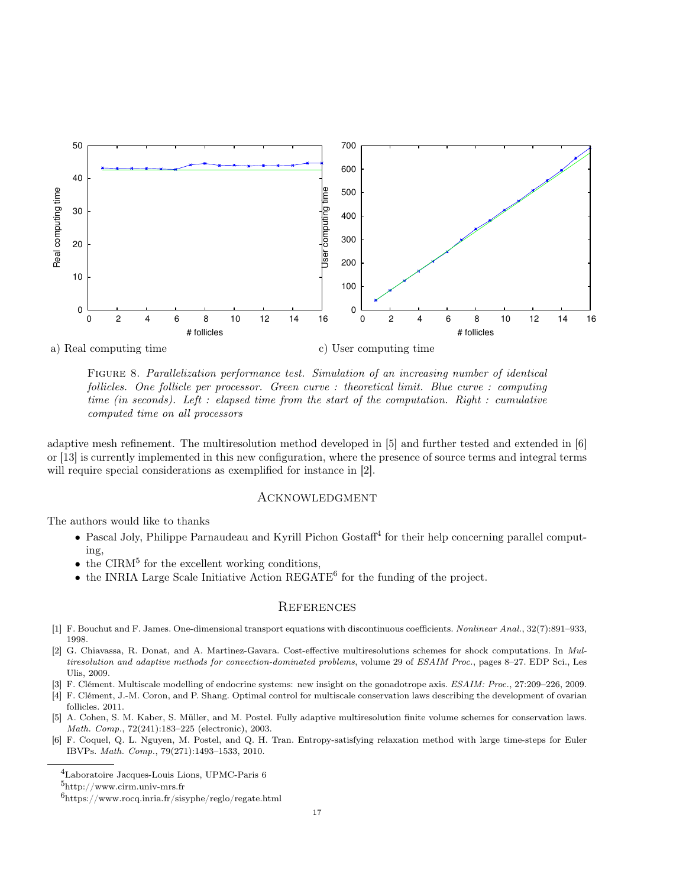a) Real computing time c) User computing time

Figure 8. *Parallelization performance test. Simulation of an increasing number of identical follicles. One follicle per processor. Green curve : theoretical limit. Blue curve : computing time (in seconds). Left : elapsed time from the start of the computation. Right : cumulative computed time on all processors*

adaptive mesh refinement. The multiresolution method developed in [5] and further tested and extended in [6] or [13] is currently implemented in this new configuration, where the presence of source terms and integral terms will require special considerations as exemplified for instance in [2].

## Acknowledgment

The authors would like to thanks

- Pascal Joly, Philippe Parnaudeau and Kyrill Pichon Gostaff[4] for their help concerning parallel computing,
- the CIRM[5] for the excellent working conditions,
- the INRIA Large Scale Initiative Action REGATE[6] for the funding of the project.

## References

[1] F. Bouchut and F. James. One-dimensional transport equations with discontinuous coefficients. *Nonlinear Anal.*, 32(7):891–933, 1998.

[2] G. Chiavassa, R. Donat, and A. Martinez-Gavara. Cost-effective multiresolutions schemes for shock computations. In *Multiresolution and adaptive methods for convection-dominated problems*, volume 29 of *ESAIM Proc.*, pages 8–27. EDP Sci., Les Ulis, 2009.

[3] F. Clément. Multiscale modelling of endocrine systems: new insight on the gonadotrope axis. *ESAIM: Proc.*, 27:209–226, 2009.

[4] F. Clément, J.-M. Coron, and P. Shang. Optimal control for multiscale conservation laws describing the development of ovarian follicles. 2011.

[5] A. Cohen, S. M. Kaber, S. Müller, and M. Postel. Fully adaptive multiresolution finite volume schemes for conservation laws. *Math. Comp.*, 72(241):183–225 (electronic), 2003.

[6] F. Coquel, Q. L. Nguyen, M. Postel, and Q. H. Tran. Entropy-satisfying relaxation method with large time-steps for Euler IBVPs. *Math. Comp.*, 79(271):1493–1533, 2010.

---

[4] Laboratoire Jacques-Louis Lions, UPMC-Paris 6

[5] http://www.cirm.univ-mrs.fr

[6] https://www.rocq.inria.fr/sisyphe/reglo/regate.html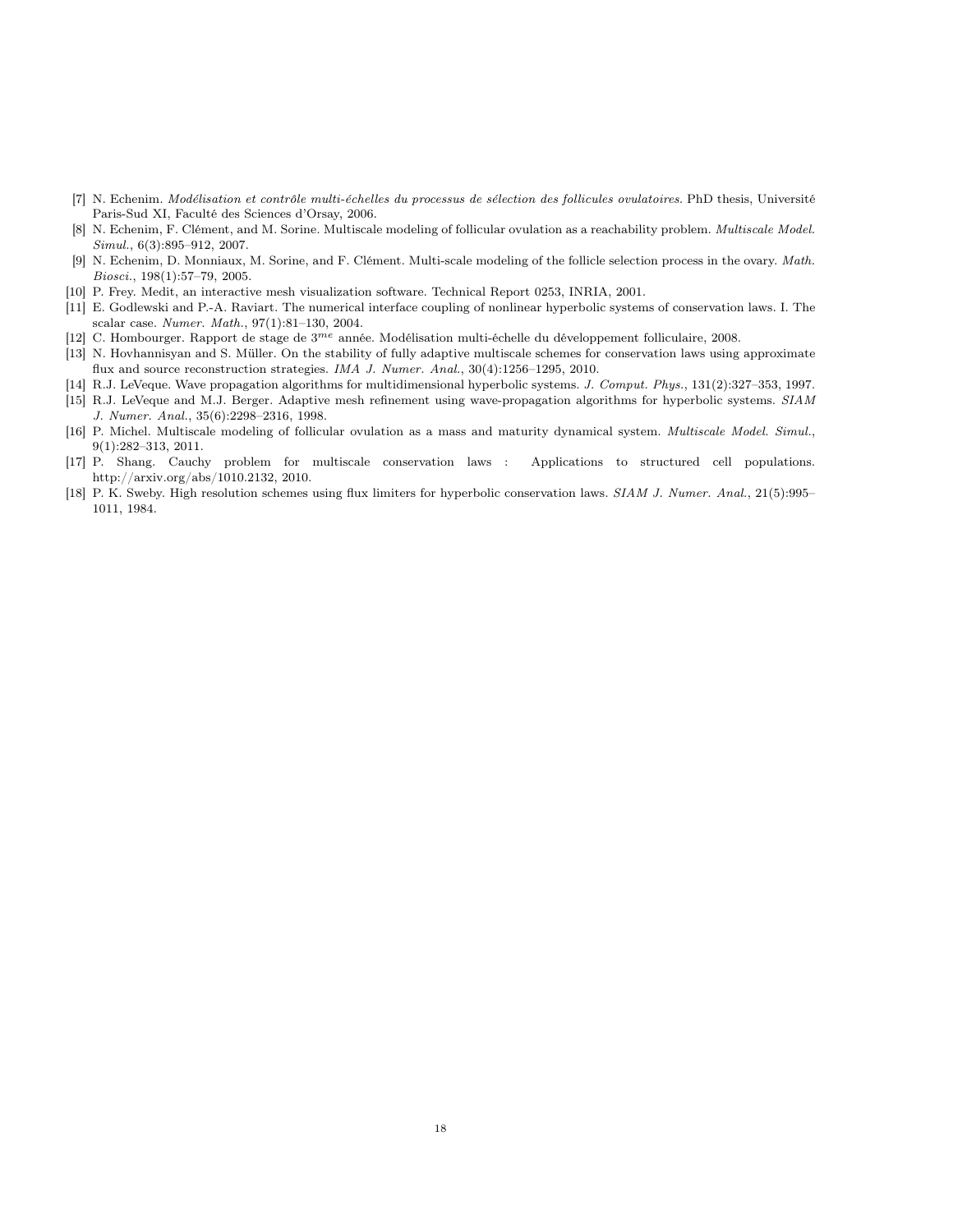[7] N. Echenim. *Modélisation et contrôle multi-échelles du processus de sélection des follicules ovulatoires*. PhD thesis, Université Paris-Sud XI, Faculté des Sciences d'Orsay, 2006.

[8] N. Echenim, F. Clément, and M. Sorine. Multiscale modeling of follicular ovulation as a reachability problem. *Multiscale Model. Simul.*, 6(3):895–912, 2007.

[9] N. Echenim, D. Monniaux, M. Sorine, and F. Clément. Multi-scale modeling of the follicle selection process in the ovary. *Math. Biosci.*, 198(1):57–79, 2005.

[10] P. Frey. Medit, an interactive mesh visualization software. Technical Report 0253, INRIA, 2001.

[11] E. Godlewski and P.-A. Raviart. The numerical interface coupling of nonlinear hyperbolic systems of conservation laws. I. The scalar case. *Numer. Math.*, 97(1):81–130, 2004.

[12] C. Hombourger. Rapport de stage de $3^{me}$ année. Modélisation multi-échelle du développement folliculaire, 2008.

[13] N. Hovhannisyan and S. Müller. On the stability of fully adaptive multiscale schemes for conservation laws using approximate flux and source reconstruction strategies. *IMA J. Numer. Anal.*, 30(4):1256–1295, 2010.

[14] R.J. LeVeque. Wave propagation algorithms for multidimensional hyperbolic systems. *J. Comput. Phys.*, 131(2):327–353, 1997.

[15] R.J. LeVeque and M.J. Berger. Adaptive mesh refinement using wave-propagation algorithms for hyperbolic systems. *SIAM J. Numer. Anal.*, 35(6):2298–2316, 1998.

[16] P. Michel. Multiscale modeling of follicular ovulation as a mass and maturity dynamical system. *Multiscale Model. Simul.*, 9(1):282–313, 2011.

[17] P. Shang. Cauchy problem for multiscale conservation laws : Applications to structured cell populations. http://arxiv.org/abs/1010.2132, 2010.

[18] P. K. Sweby. High resolution schemes using flux limiters for hyperbolic conservation laws. *SIAM J. Numer. Anal.*, 21(5):995–1011, 1984.